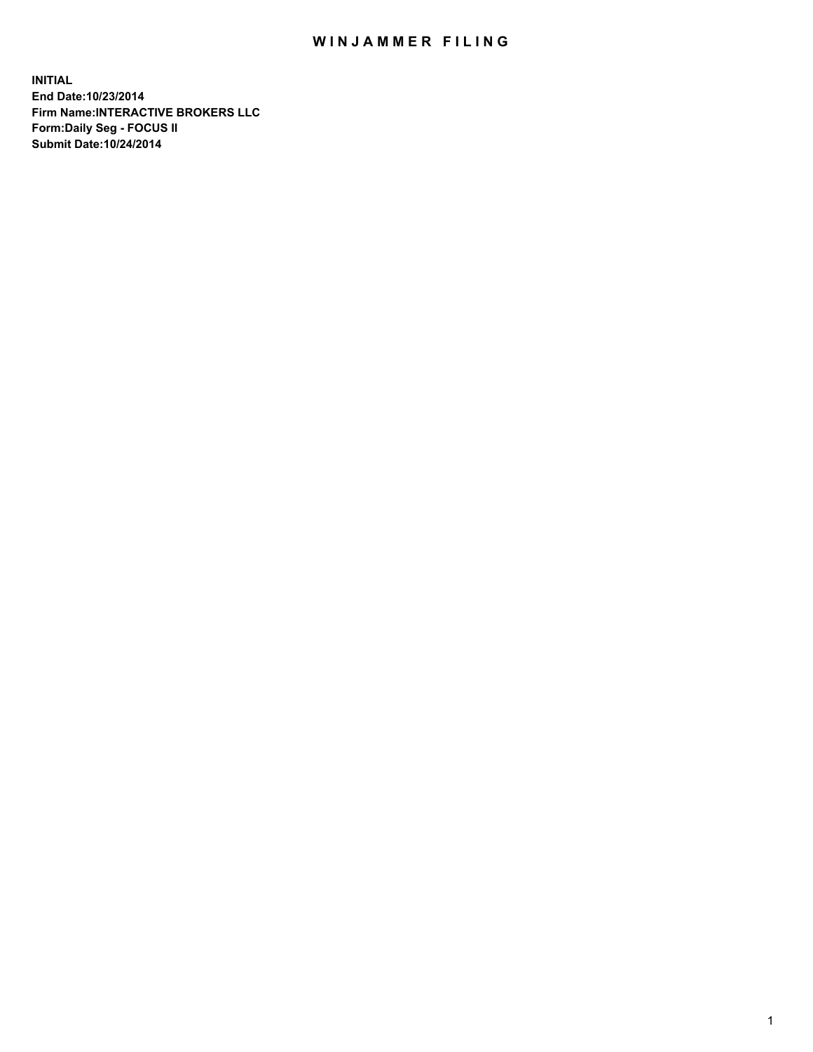# WINJAMMER FILING

**INITIAL**
**End Date:10/23/2014**
**Firm Name:INTERACTIVE BROKERS LLC**
**Form:Daily Seg - FOCUS II**
**Submit Date:10/24/2014**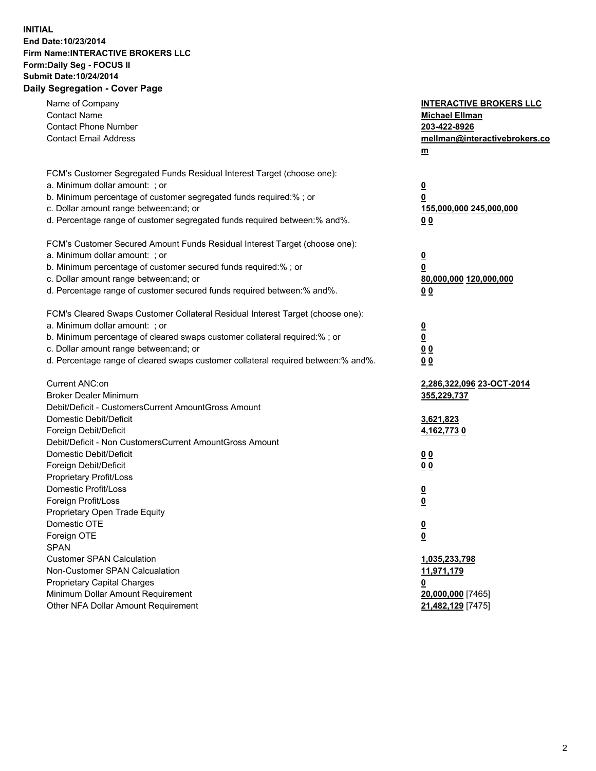**INITIAL**
**End Date:10/23/2014**
**Firm Name:INTERACTIVE BROKERS LLC**
**Form:Daily Seg - FOCUS II**
**Submit Date:10/24/2014**

## Daily Segregation - Cover Page

| | |
|---|---|
| Name of Company | **INTERACTIVE BROKERS LLC** |
| Contact Name | **Michael Ellman** |
| Contact Phone Number | **203-422-8926** |
| Contact Email Address | **mellman@interactivebrokers.com** |
| | |
| FCM's Customer Segregated Funds Residual Interest Target (choose one): | |
| a. Minimum dollar amount: ; or | **0** |
| b. Minimum percentage of customer segregated funds required:% ; or | **0** |
| c. Dollar amount range between:and; or | **155,000,000 245,000,000** |
| d. Percentage range of customer segregated funds required between:% and%. | **0 0** |
| | |
| FCM's Customer Secured Amount Funds Residual Interest Target (choose one): | |
| a. Minimum dollar amount: ; or | **0** |
| b. Minimum percentage of customer secured funds required:% ; or | **0** |
| c. Dollar amount range between:and; or | **80,000,000 120,000,000** |
| d. Percentage range of customer secured funds required between:% and%. | **0 0** |
| | |
| FCM's Cleared Swaps Customer Collateral Residual Interest Target (choose one): | |
| a. Minimum dollar amount: ; or | **0** |
| b. Minimum percentage of cleared swaps customer collateral required:% ; or | **0** |
| c. Dollar amount range between:and; or | **0 0** |
| d. Percentage range of cleared swaps customer collateral required between:% and%. | **0 0** |
| | |
| Current ANC:on | **2,286,322,096 23-OCT-2014** |
| Broker Dealer Minimum | **355,229,737** |
| Debit/Deficit - CustomersCurrent AmountGross Amount | |
| Domestic Debit/Deficit | **3,621,823** |
| Foreign Debit/Deficit | **4,162,773 0** |
| Debit/Deficit - Non CustomersCurrent AmountGross Amount | |
| Domestic Debit/Deficit | **0 0** |
| Foreign Debit/Deficit | **0 0** |
| Proprietary Profit/Loss | |
| Domestic Profit/Loss | **0** |
| Foreign Profit/Loss | **0** |
| Proprietary Open Trade Equity | |
| Domestic OTE | **0** |
| Foreign OTE | **0** |
| SPAN | |
| Customer SPAN Calculation | **1,035,233,798** |
| Non-Customer SPAN Calcualation | **11,971,179** |
| Proprietary Capital Charges | **0** |
| Minimum Dollar Amount Requirement | **20,000,000** [7465] |
| Other NFA Dollar Amount Requirement | **21,482,129** [7475] |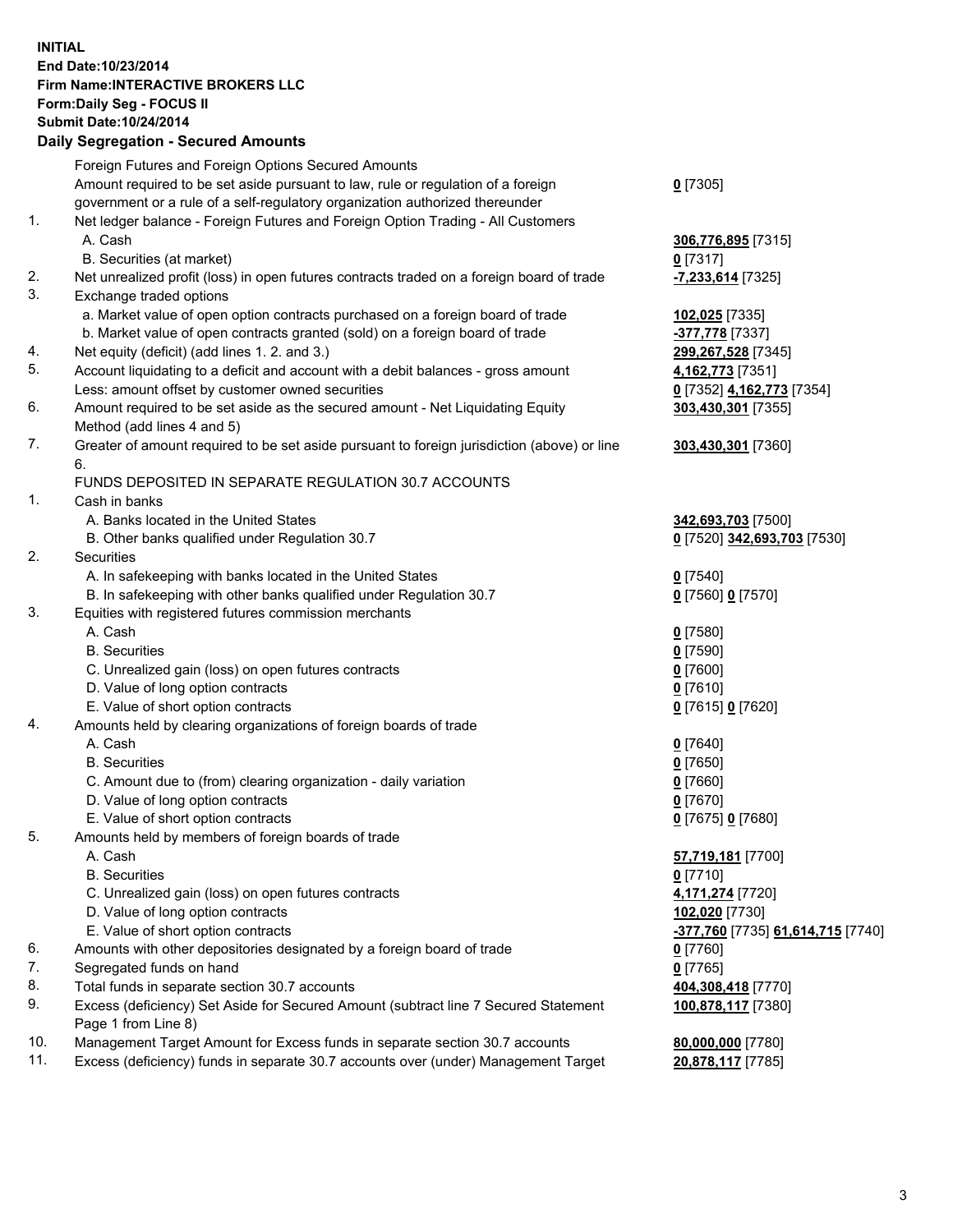**INITIAL**
**End Date:10/23/2014**
**Firm Name:INTERACTIVE BROKERS LLC**
**Form:Daily Seg - FOCUS II**
**Submit Date:10/24/2014**

## Daily Segregation - Secured Amounts

| | | |
|---|---|---|
| | Foreign Futures and Foreign Options Secured Amounts | |
| | Amount required to be set aside pursuant to law, rule or regulation of a foreign government or a rule of a self-regulatory organization authorized thereunder | **0** [7305] |
| 1. | Net ledger balance - Foreign Futures and Foreign Option Trading - All Customers | |
| | A. Cash | **306,776,895** [7315] |
| | B. Securities (at market) | **0** [7317] |
| 2. | Net unrealized profit (loss) in open futures contracts traded on a foreign board of trade | **-7,233,614** [7325] |
| 3. | Exchange traded options | |
| | a. Market value of open option contracts purchased on a foreign board of trade | **102,025** [7335] |
| | b. Market value of open contracts granted (sold) on a foreign board of trade | **-377,778** [7337] |
| 4. | Net equity (deficit) (add lines 1. 2. and 3.) | **299,267,528** [7345] |
| 5. | Account liquidating to a deficit and account with a debit balances - gross amount | **4,162,773** [7351] |
| | Less: amount offset by customer owned securities | **0** [7352] **4,162,773** [7354] |
| 6. | Amount required to be set aside as the secured amount - Net Liquidating Equity Method (add lines 4 and 5) | **303,430,301** [7355] |
| 7. | Greater of amount required to be set aside pursuant to foreign jurisdiction (above) or line 6. | **303,430,301** [7360] |
| | FUNDS DEPOSITED IN SEPARATE REGULATION 30.7 ACCOUNTS | |
| 1. | Cash in banks | |
| | A. Banks located in the United States | **342,693,703** [7500] |
| | B. Other banks qualified under Regulation 30.7 | **0** [7520] **342,693,703** [7530] |
| 2. | Securities | |
| | A. In safekeeping with banks located in the United States | **0** [7540] |
| | B. In safekeeping with other banks qualified under Regulation 30.7 | **0** [7560] **0** [7570] |
| 3. | Equities with registered futures commission merchants | |
| | A. Cash | **0** [7580] |
| | B. Securities | **0** [7590] |
| | C. Unrealized gain (loss) on open futures contracts | **0** [7600] |
| | D. Value of long option contracts | **0** [7610] |
| | E. Value of short option contracts | **0** [7615] **0** [7620] |
| 4. | Amounts held by clearing organizations of foreign boards of trade | |
| | A. Cash | **0** [7640] |
| | B. Securities | **0** [7650] |
| | C. Amount due to (from) clearing organization - daily variation | **0** [7660] |
| | D. Value of long option contracts | **0** [7670] |
| | E. Value of short option contracts | **0** [7675] **0** [7680] |
| 5. | Amounts held by members of foreign boards of trade | |
| | A. Cash | **57,719,181** [7700] |
| | B. Securities | **0** [7710] |
| | C. Unrealized gain (loss) on open futures contracts | **4,171,274** [7720] |
| | D. Value of long option contracts | **102,020** [7730] |
| | E. Value of short option contracts | **-377,760** [7735] **61,614,715** [7740] |
| 6. | Amounts with other depositories designated by a foreign board of trade | **0** [7760] |
| 7. | Segregated funds on hand | **0** [7765] |
| 8. | Total funds in separate section 30.7 accounts | **404,308,418** [7770] |
| 9. | Excess (deficiency) Set Aside for Secured Amount (subtract line 7 Secured Statement Page 1 from Line 8) | **100,878,117** [7380] |
| 10. | Management Target Amount for Excess funds in separate section 30.7 accounts | **80,000,000** [7780] |
| 11. | Excess (deficiency) funds in separate 30.7 accounts over (under) Management Target | **20,878,117** [7785] |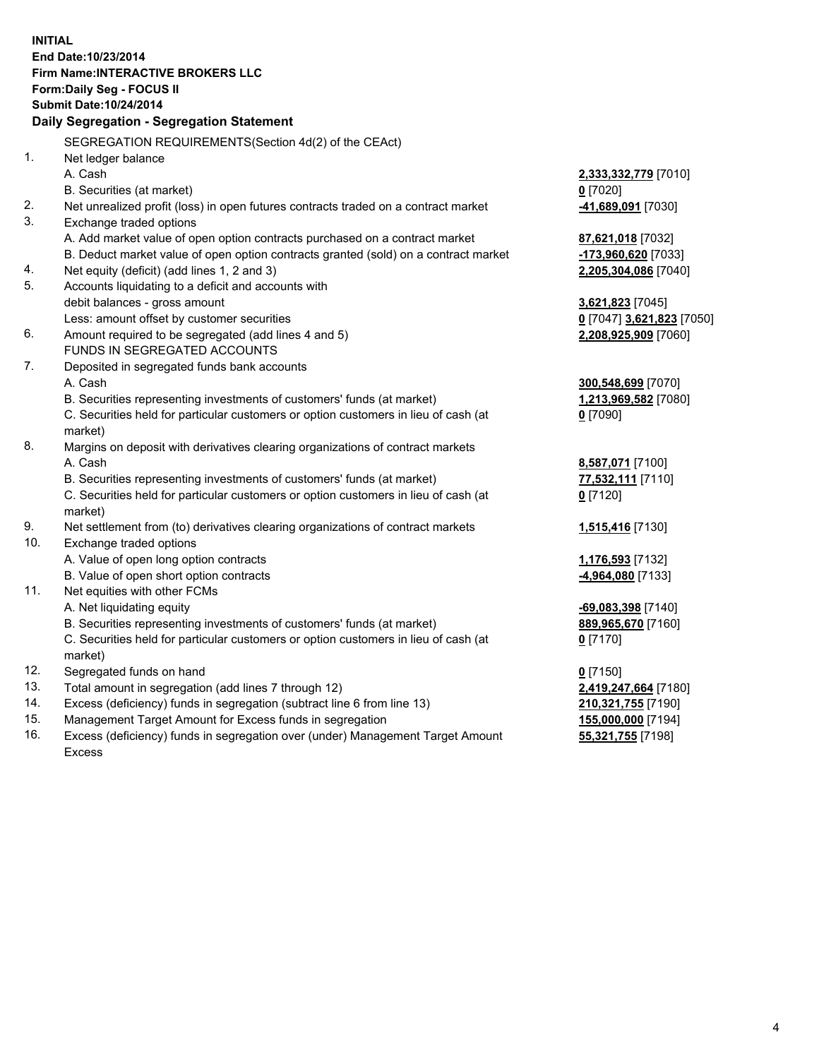**INITIAL**
**End Date:10/23/2014**
**Firm Name:INTERACTIVE BROKERS LLC**
**Form:Daily Seg - FOCUS II**
**Submit Date:10/24/2014**

## Daily Segregation - Segregation Statement

SEGREGATION REQUIREMENTS(Section 4d(2) of the CEAct)

| | | |
|---|---|---|
| 1. | Net ledger balance | |
| | A. Cash | **2,333,332,779** [7010] |
| | B. Securities (at market) | **0** [7020] |
| 2. | Net unrealized profit (loss) in open futures contracts traded on a contract market | **-41,689,091** [7030] |
| 3. | Exchange traded options | |
| | A. Add market value of open option contracts purchased on a contract market | **87,621,018** [7032] |
| | B. Deduct market value of open option contracts granted (sold) on a contract market | **-173,960,620** [7033] |
| 4. | Net equity (deficit) (add lines 1, 2 and 3) | **2,205,304,086** [7040] |
| 5. | Accounts liquidating to a deficit and accounts with | |
| | debit balances - gross amount | **3,621,823** [7045] |
| | Less: amount offset by customer securities | **0** [7047] **3,621,823** [7050] |
| 6. | Amount required to be segregated (add lines 4 and 5) | **2,208,925,909** [7060] |
| | FUNDS IN SEGREGATED ACCOUNTS | |
| 7. | Deposited in segregated funds bank accounts | |
| | A. Cash | **300,548,699** [7070] |
| | B. Securities representing investments of customers' funds (at market) | **1,213,969,582** [7080] |
| | C. Securities held for particular customers or option customers in lieu of cash (at market) | **0** [7090] |
| 8. | Margins on deposit with derivatives clearing organizations of contract markets | |
| | A. Cash | **8,587,071** [7100] |
| | B. Securities representing investments of customers' funds (at market) | **77,532,111** [7110] |
| | C. Securities held for particular customers or option customers in lieu of cash (at market) | **0** [7120] |
| 9. | Net settlement from (to) derivatives clearing organizations of contract markets | **1,515,416** [7130] |
| 10. | Exchange traded options | |
| | A. Value of open long option contracts | **1,176,593** [7132] |
| | B. Value of open short option contracts | **-4,964,080** [7133] |
| 11. | Net equities with other FCMs | |
| | A. Net liquidating equity | **-69,083,398** [7140] |
| | B. Securities representing investments of customers' funds (at market) | **889,965,670** [7160] |
| | C. Securities held for particular customers or option customers in lieu of cash (at market) | **0** [7170] |
| 12. | Segregated funds on hand | **0** [7150] |
| 13. | Total amount in segregation (add lines 7 through 12) | **2,419,247,664** [7180] |
| 14. | Excess (deficiency) funds in segregation (subtract line 6 from line 13) | **210,321,755** [7190] |
| 15. | Management Target Amount for Excess funds in segregation | **155,000,000** [7194] |
| 16. | Excess (deficiency) funds in segregation over (under) Management Target Amount Excess | **55,321,755** [7198] |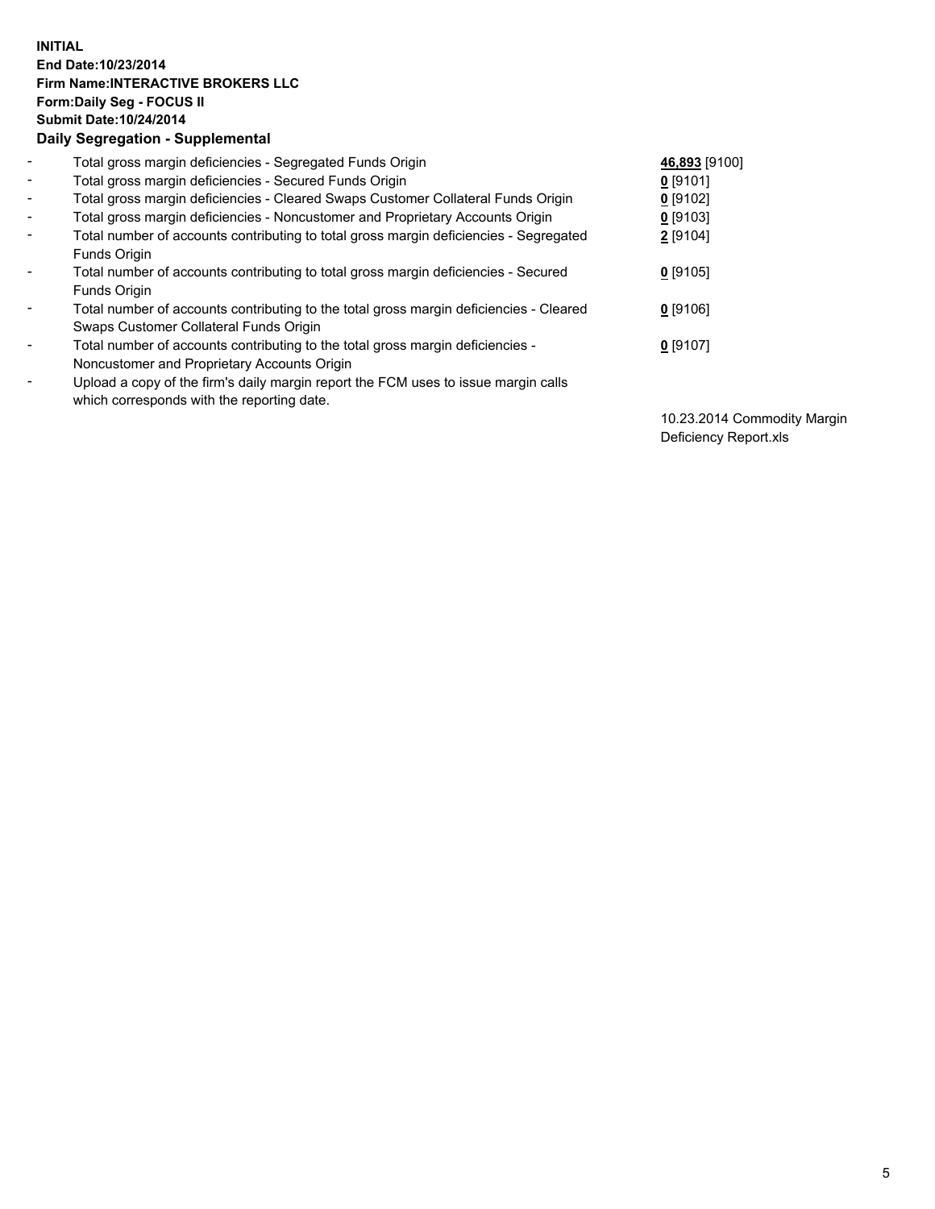**INITIAL**
**End Date:10/23/2014**
**Firm Name:INTERACTIVE BROKERS LLC**
**Form:Daily Seg - FOCUS II**
**Submit Date:10/24/2014**
**Daily Segregation - Supplemental**

| | | |
|---|---|---|
| - | Total gross margin deficiencies - Segregated Funds Origin | **46,893** [9100] |
| - | Total gross margin deficiencies - Secured Funds Origin | **0** [9101] |
| - | Total gross margin deficiencies - Cleared Swaps Customer Collateral Funds Origin | **0** [9102] |
| - | Total gross margin deficiencies - Noncustomer and Proprietary Accounts Origin | **0** [9103] |
| - | Total number of accounts contributing to total gross margin deficiencies - Segregated Funds Origin | **2** [9104] |
| - | Total number of accounts contributing to total gross margin deficiencies - Secured Funds Origin | **0** [9105] |
| - | Total number of accounts contributing to the total gross margin deficiencies - Cleared Swaps Customer Collateral Funds Origin | **0** [9106] |
| - | Total number of accounts contributing to the total gross margin deficiencies - Noncustomer and Proprietary Accounts Origin | **0** [9107] |
| - | Upload a copy of the firm's daily margin report the FCM uses to issue margin calls which corresponds with the reporting date. | 10.23.2014 Commodity Margin Deficiency Report.xls |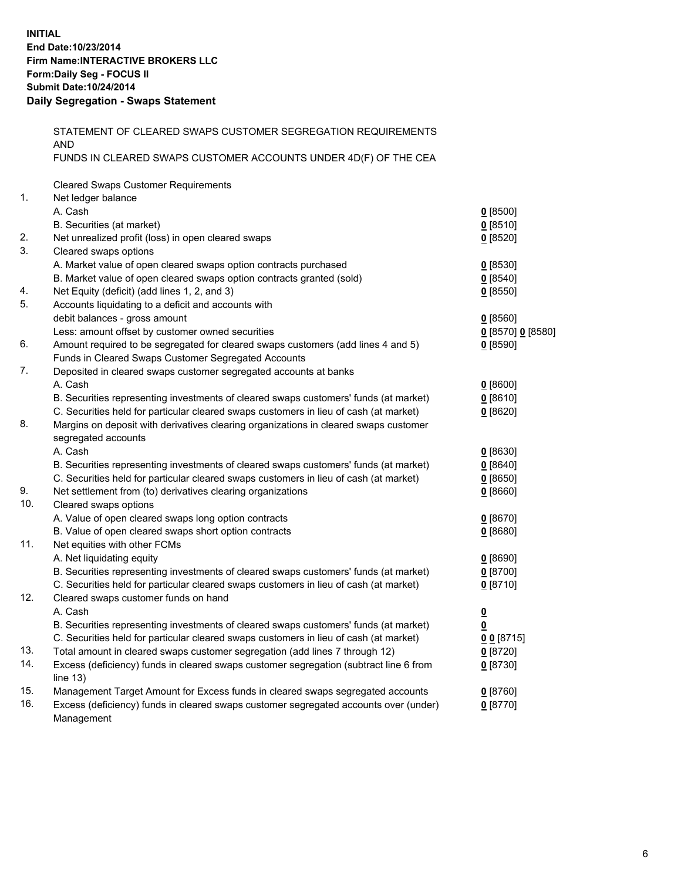**INITIAL**
**End Date:10/23/2014**
**Firm Name:INTERACTIVE BROKERS LLC**
**Form:Daily Seg - FOCUS II**
**Submit Date:10/24/2014**
**Daily Segregation - Swaps Statement**

STATEMENT OF CLEARED SWAPS CUSTOMER SEGREGATION REQUIREMENTS AND FUNDS IN CLEARED SWAPS CUSTOMER ACCOUNTS UNDER 4D(F) OF THE CEA

| | | |
|---|---|---|
| | Cleared Swaps Customer Requirements | |
| 1. | Net ledger balance | |
| | A. Cash | 0 [8500] |
| | B. Securities (at market) | 0 [8510] |
| 2. | Net unrealized profit (loss) in open cleared swaps | 0 [8520] |
| 3. | Cleared swaps options | |
| | A. Market value of open cleared swaps option contracts purchased | 0 [8530] |
| | B. Market value of open cleared swaps option contracts granted (sold) | 0 [8540] |
| 4. | Net Equity (deficit) (add lines 1, 2, and 3) | 0 [8550] |
| 5. | Accounts liquidating to a deficit and accounts with debit balances - gross amount | 0 [8560] |
| | Less: amount offset by customer owned securities | 0 [8570] 0 [8580] |
| 6. | Amount required to be segregated for cleared swaps customers (add lines 4 and 5) | 0 [8590] |
| | Funds in Cleared Swaps Customer Segregated Accounts | |
| 7. | Deposited in cleared swaps customer segregated accounts at banks | |
| | A. Cash | 0 [8600] |
| | B. Securities representing investments of cleared swaps customers' funds (at market) | 0 [8610] |
| | C. Securities held for particular cleared swaps customers in lieu of cash (at market) | 0 [8620] |
| 8. | Margins on deposit with derivatives clearing organizations in cleared swaps customer segregated accounts | |
| | A. Cash | 0 [8630] |
| | B. Securities representing investments of cleared swaps customers' funds (at market) | 0 [8640] |
| | C. Securities held for particular cleared swaps customers in lieu of cash (at market) | 0 [8650] |
| 9. | Net settlement from (to) derivatives clearing organizations | 0 [8660] |
| 10. | Cleared swaps options | |
| | A. Value of open cleared swaps long option contracts | 0 [8670] |
| | B. Value of open cleared swaps short option contracts | 0 [8680] |
| 11. | Net equities with other FCMs | |
| | A. Net liquidating equity | 0 [8690] |
| | B. Securities representing investments of cleared swaps customers' funds (at market) | 0 [8700] |
| | C. Securities held for particular cleared swaps customers in lieu of cash (at market) | 0 [8710] |
| 12. | Cleared swaps customer funds on hand | |
| | A. Cash | 0 |
| | B. Securities representing investments of cleared swaps customers' funds (at market) | 0 |
| | C. Securities held for particular cleared swaps customers in lieu of cash (at market) | 0 0 [8715] |
| 13. | Total amount in cleared swaps customer segregation (add lines 7 through 12) | 0 [8720] |
| 14. | Excess (deficiency) funds in cleared swaps customer segregation (subtract line 6 from line 13) | 0 [8730] |
| 15. | Management Target Amount for Excess funds in cleared swaps segregated accounts | 0 [8760] |
| 16. | Excess (deficiency) funds in cleared swaps customer segregated accounts over (under) Management | 0 [8770] |